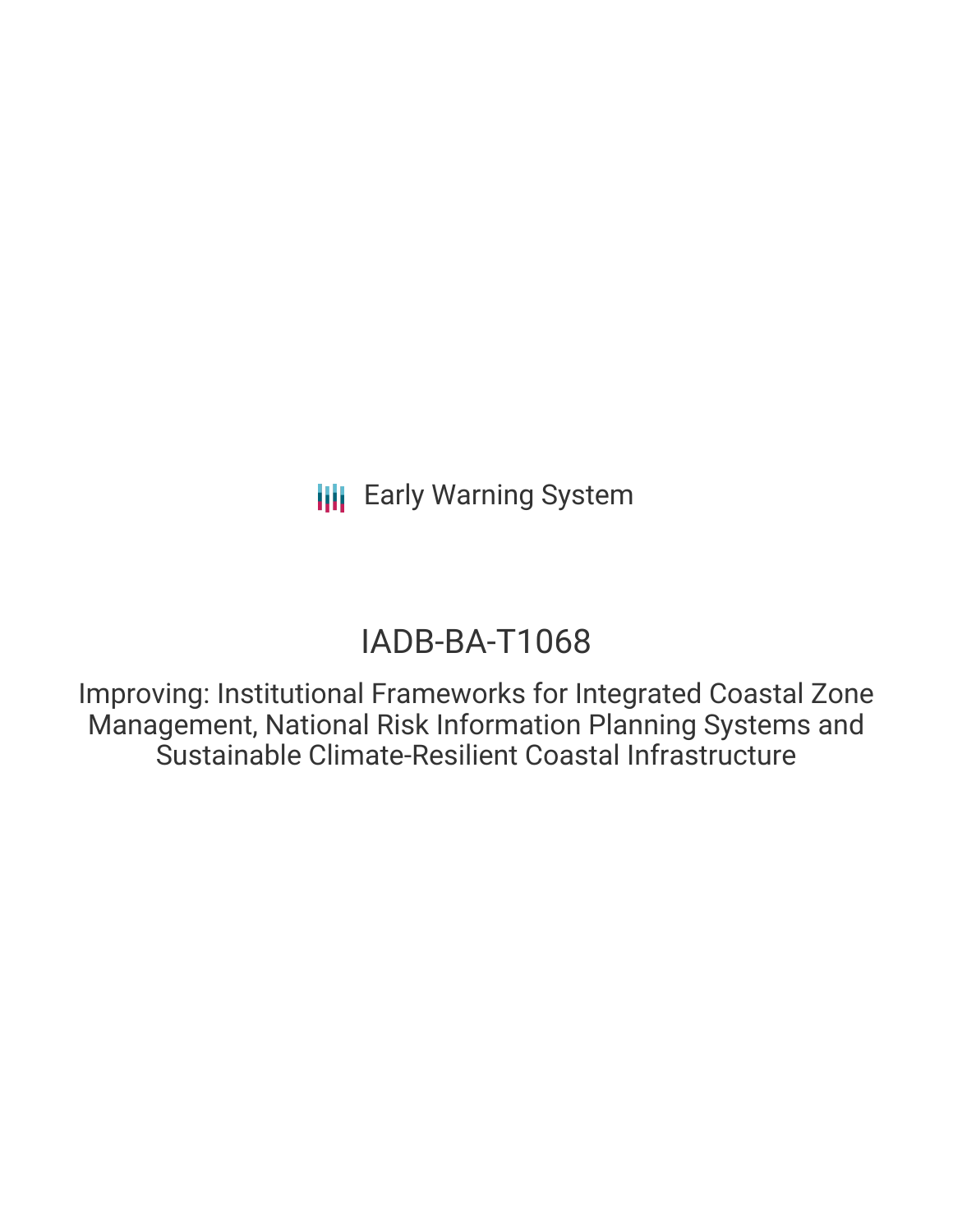Early Warning System

# IADB-BA-T1068

## Improving: Institutional Frameworks for Integrated Coastal Zone Management, National Risk Information Planning Systems and Sustainable Climate-Resilient Coastal Infrastructure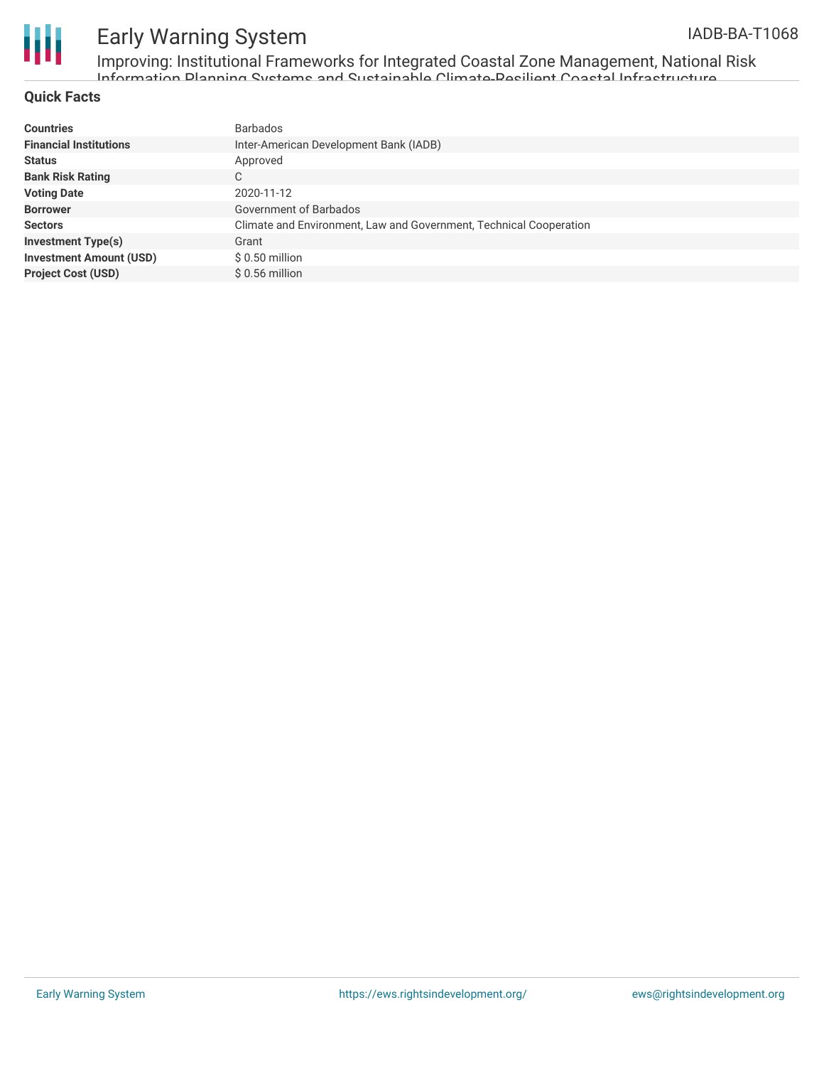## Quick Facts

| | |
|---|---|
| **Countries** | Barbados |
| **Financial Institutions** | Inter-American Development Bank (IADB) |
| **Status** | Approved |
| **Bank Risk Rating** | C |
| **Voting Date** | 2020-11-12 |
| **Borrower** | Government of Barbados |
| **Sectors** | Climate and Environment, Law and Government, Technical Cooperation |
| **Investment Type(s)** | Grant |
| **Investment Amount (USD)** | $ 0.50 million |
| **Project Cost (USD)** | $ 0.56 million |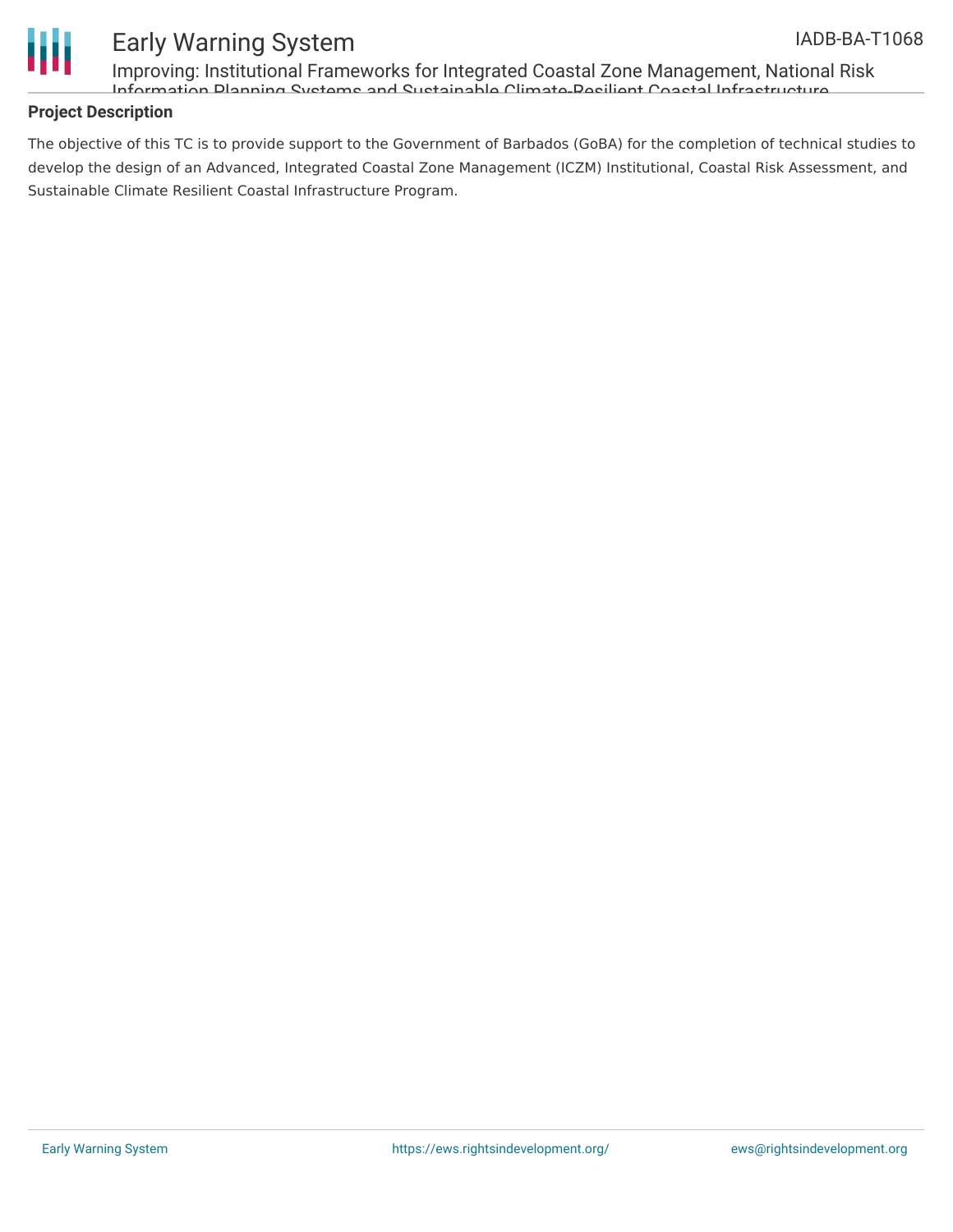## Project Description

The objective of this TC is to provide support to the Government of Barbados (GoBA) for the completion of technical studies to develop the design of an Advanced, Integrated Coastal Zone Management (ICZM) Institutional, Coastal Risk Assessment, and Sustainable Climate Resilient Coastal Infrastructure Program.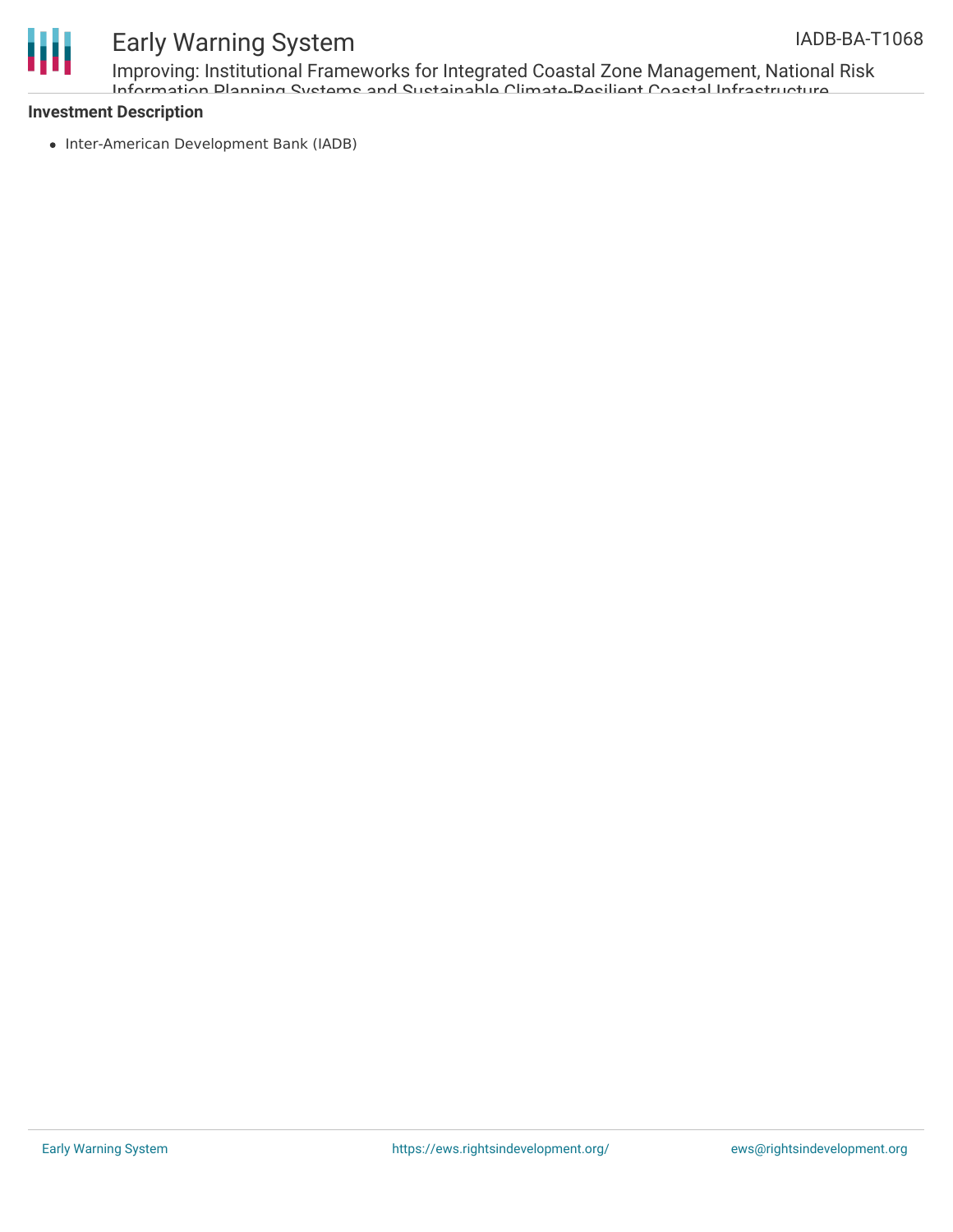**Investment Description**

- Inter-American Development Bank (IADB)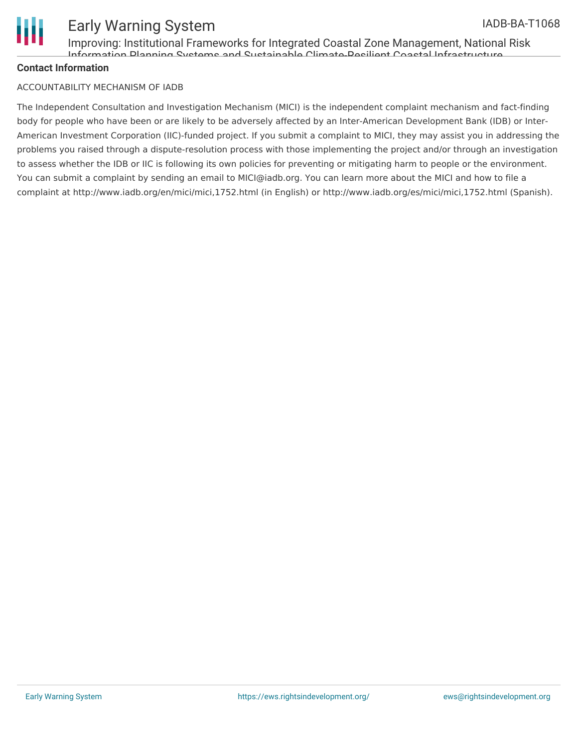**Contact Information**

ACCOUNTABILITY MECHANISM OF IADB

The Independent Consultation and Investigation Mechanism (MICI) is the independent complaint mechanism and fact-finding body for people who have been or are likely to be adversely affected by an Inter-American Development Bank (IDB) or Inter-American Investment Corporation (IIC)-funded project. If you submit a complaint to MICI, they may assist you in addressing the problems you raised through a dispute-resolution process with those implementing the project and/or through an investigation to assess whether the IDB or IIC is following its own policies for preventing or mitigating harm to people or the environment. You can submit a complaint by sending an email to MICI@iadb.org. You can learn more about the MICI and how to file a complaint at http://www.iadb.org/en/mici/mici,1752.html (in English) or http://www.iadb.org/es/mici/mici,1752.html (Spanish).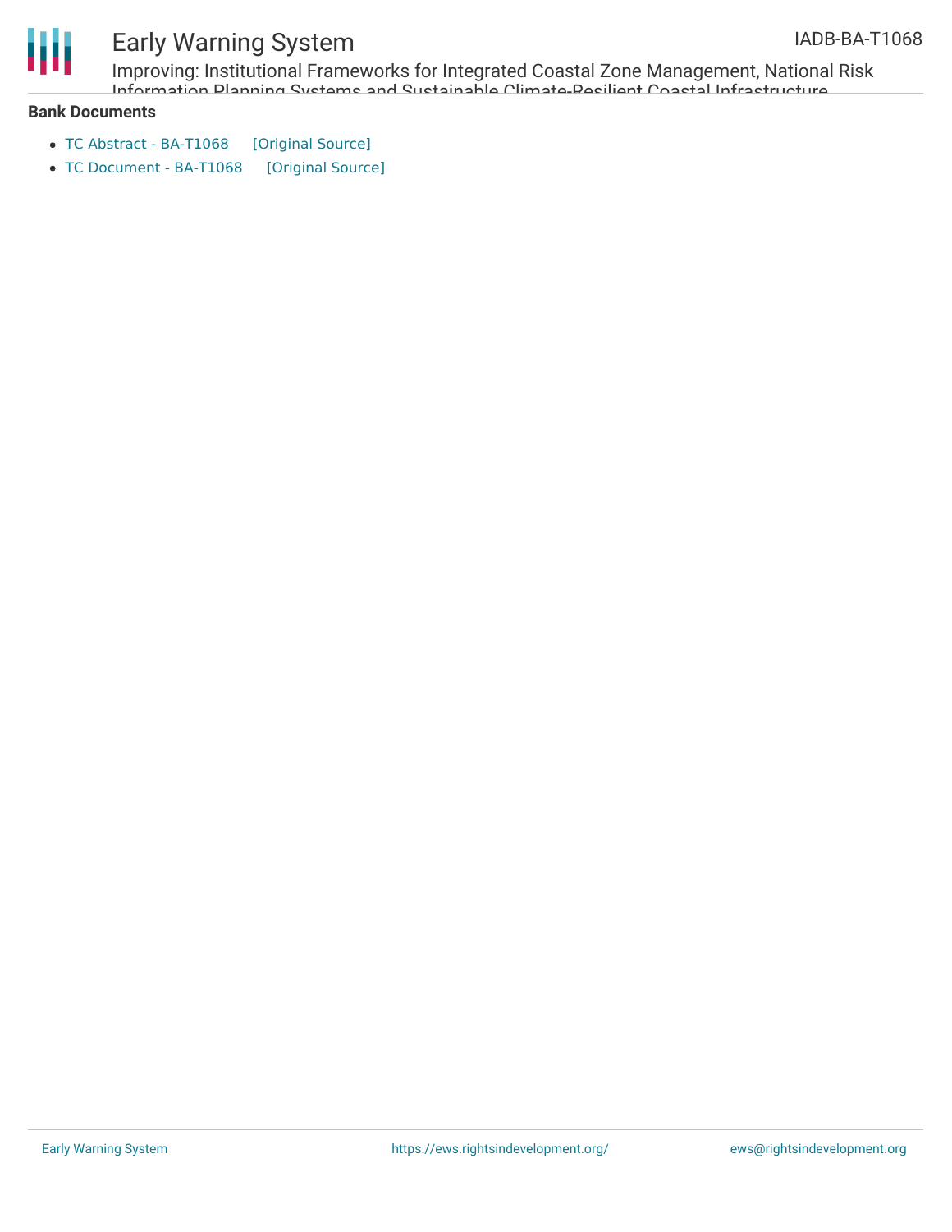**Bank Documents**

- TC Abstract - BA-T1068 [Original Source]
- TC Document - BA-T1068 [Original Source]